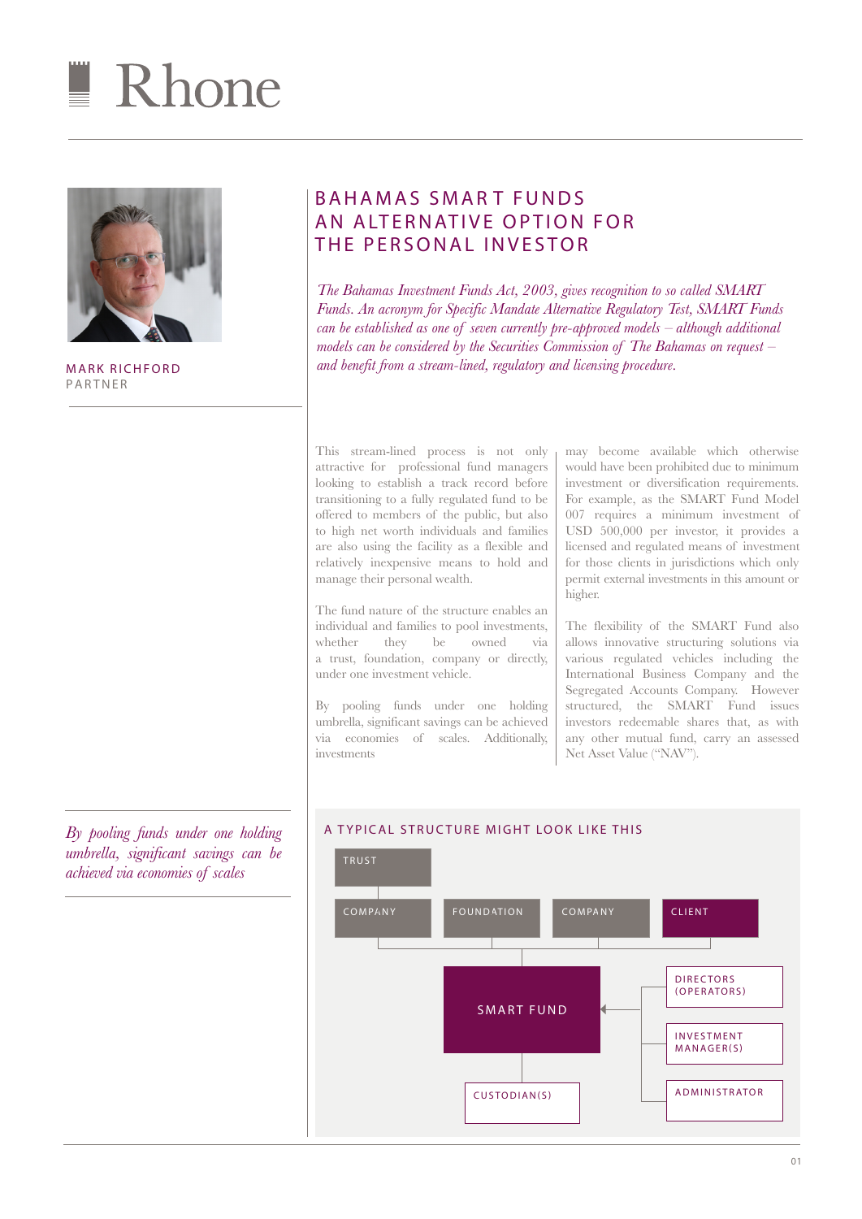# Rhone

MARK RICHFORD
PARTNER

## BAHAMAS SMART FUNDS AN ALTERNATIVE OPTION FOR THE PERSONAL INVESTOR

*The Bahamas Investment Funds Act, 2003, gives recognition to so called SMART Funds. An acronym for Specific Mandate Alternative Regulatory Test, SMART Funds can be established as one of seven currently pre-approved models – although additional models can be considered by the Securities Commission of The Bahamas on request – and benefit from a stream-lined, regulatory and licensing procedure.*

This stream-lined process is not only attractive for professional fund managers looking to establish a track record before transitioning to a fully regulated fund to be offered to members of the public, but also to high net worth individuals and families are also using the facility as a flexible and relatively inexpensive means to hold and manage their personal wealth.

The fund nature of the structure enables an individual and families to pool investments, whether they be owned via a trust, foundation, company or directly, under one investment vehicle.

By pooling funds under one holding umbrella, significant savings can be achieved via economies of scales. Additionally, investments may become available which otherwise would have been prohibited due to minimum investment or diversification requirements. For example, as the SMART Fund Model 007 requires a minimum investment of USD 500,000 per investor, it provides a licensed and regulated means of investment for those clients in jurisdictions which only permit external investments in this amount or higher.

The flexibility of the SMART Fund also allows innovative structuring solutions via various regulated vehicles including the International Business Company and the Segregated Accounts Company. However structured, the SMART Fund issues investors redeemable shares that, as with any other mutual fund, carry an assessed Net Asset Value ("NAV").

*By pooling funds under one holding umbrella, significant savings can be achieved via economies of scales*

### A TYPICAL STRUCTURE MIGHT LOOK LIKE THIS

TRUST

COMPANY | FOUNDATION | COMPANY | CLIENT

SMART FUND

DIRECTORS (OPERATORS)

INVESTMENT MANAGER(S)

ADMINISTRATOR

CUSTODIAN(S)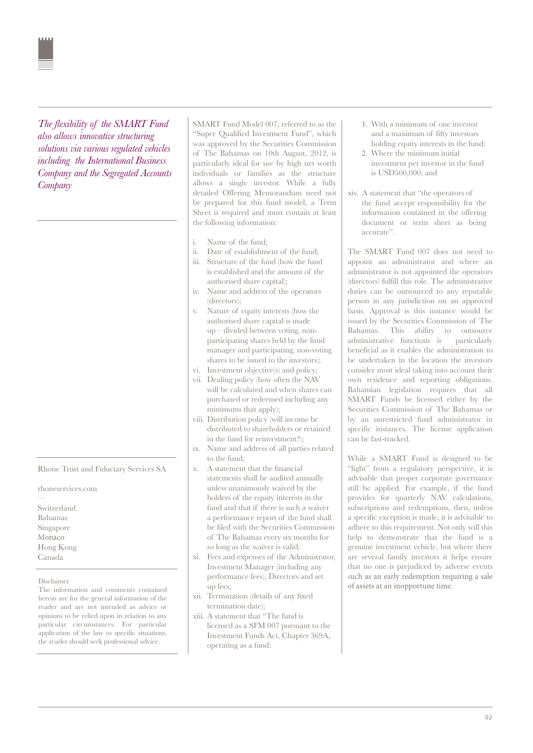*The flexibility of the SMART Fund also allows innovative structuring solutions via various regulated vehicles including the International Business Company and the Segregated Accounts Company*

Rhone Trust and Fiduciary Services SA

rhoneservices.com

Switzerland
Bahamas
Singapore
Monaco
Hong Kong
Canada

Disclaimer

The information and comments contained herein are for the general information of the reader and are not intended as advice or opinions to be relied upon in relation to any particular circumstances. For particular application of the law to specific situations, the reader should seek professional advice.

SMART Fund Model 007, referred to as the "Super Qualified Investment Fund", which was approved by the Securities Commission of The Bahamas on 10th August, 2012, is particularly ideal for use by high net worth individuals or families as the structure allows a single investor. While a fully detailed Offering Memorandum need not be prepared for this fund model, a Term Sheet is required and must contain at least the following information:

i. Name of the fund;
ii. Date of establishment of the fund;
iii. Structure of the fund (how the fund is established and the amount of the authorised share capital);
iv. Name and address of the operators (directors);
v. Nature of equity interests (how the authorised share capital is made up – divided between voting, non-participating shares held by the fund manager and participating, non-voting shares to be issued to the investors);
vi. Investment objective(s) and policy;
vii. Dealing policy (how often the NAV will be calculated and when shares can purchased or redeemed including any minimums that apply);
viii. Distribution policy (will income be distributed to shareholders or retained in the fund for reinvestment?);
ix. Name and address of all parties related to the fund;
x. A statement that the financial statements shall be audited annually unless unanimously waived by the holders of the equity interests in the fund and that if there is such a waiver a performance report of the fund shall be filed with the Securities Commission of The Bahamas every six months for so long as the waiver is valid;
xi. Fees and expenses of the Administrator, Investment Manager (including any performance fees), Directors and set up fees;
xii. Termination (details of any fixed termination date);
xiii. A statement that "The fund is licensed as a SFM 007 pursuant to the Investment Funds Act, Chapter 369A, operating as a fund:
    1. With a minimum of one investor and a maximum of fifty investors holding equity interests in the fund;
    2. Where the minimum initial investment per investor in the fund is USD500,000; and
xiv. A statement that "the operators of the fund accept responsibility for the information contained in the offering document or term sheet as being accurate".

The SMART Fund 007 does not need to appoint an administrator and where an administrator is not appointed the operators (directors) fulfill this role. The administrative duties can be outsourced to any reputable person in any jurisdiction on an approved basis. Approval is this instance would be issued by the Securities Commission of The Bahamas. This ability to outsource administrative functions is particularly beneficial as it enables the administration to be undertaken in the location the investors consider most ideal taking into account their own residence and reporting obligations. Bahamian legislation requires that all SMART Funds be licensed either by the Securities Commission of The Bahamas or by an unrestricted fund administrator in specific instances. The license application can be fast-tracked.

While a SMART Fund is designed to be "light" from a regulatory perspective, it is advisable that proper corporate governance still be applied. For example, if the fund provides for quarterly NAV calculations, subscriptions and redemptions, then, unless a specific exception is made, it is advisable to adhere to this requirement. Not only will this help to demonstrate that the fund is a genuine investment vehicle, but where there are several family investors it helps ensure that no one is prejudiced by adverse events such as an early redemption requiring a sale of assets at an inopportune time.